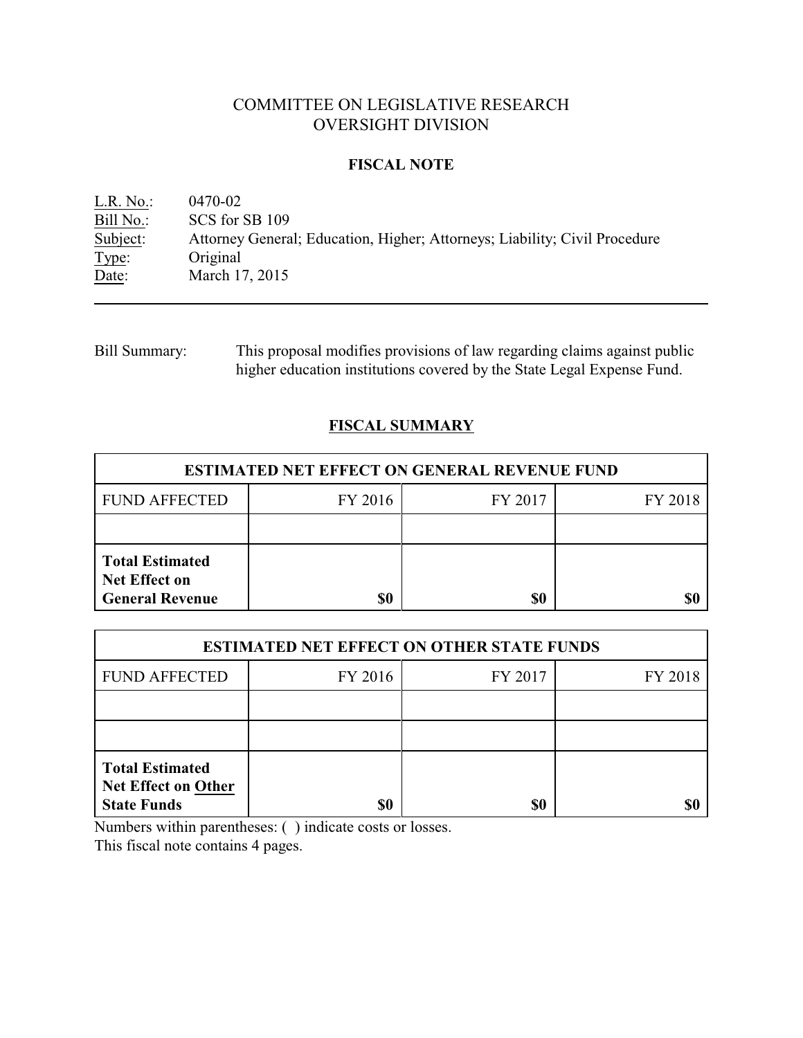# COMMITTEE ON LEGISLATIVE RESEARCH
# OVERSIGHT DIVISION

## FISCAL NOTE

L.R. No.: 0470-02
Bill No.: SCS for SB 109
Subject: Attorney General; Education, Higher; Attorneys; Liability; Civil Procedure
Type: Original
Date: March 17, 2015

---

Bill Summary: This proposal modifies provisions of law regarding claims against public higher education institutions covered by the State Legal Expense Fund.

## FISCAL SUMMARY

| ESTIMATED NET EFFECT ON GENERAL REVENUE FUND | | | |
|---|---|---|---|
| FUND AFFECTED | FY 2016 | FY 2017 | FY 2018 |
| | | | |
| **Total Estimated Net Effect on General Revenue** | **$0** | **$0** | **$0** |

| ESTIMATED NET EFFECT ON OTHER STATE FUNDS | | | |
|---|---|---|---|
| FUND AFFECTED | FY 2016 | FY 2017 | FY 2018 |
| | | | |
| | | | |
| **Total Estimated Net Effect on Other State Funds** | **$0** | **$0** | **$0** |

Numbers within parentheses: ( ) indicate costs or losses.
This fiscal note contains 4 pages.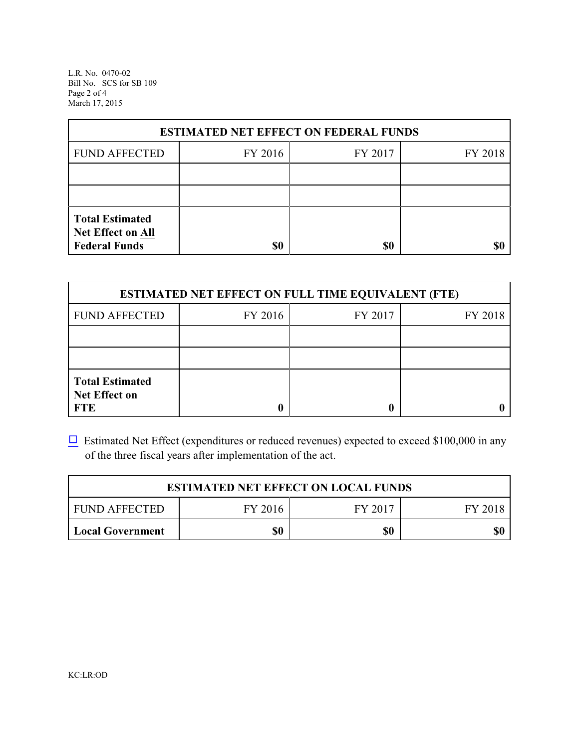| ESTIMATED NET EFFECT ON FEDERAL FUNDS | | | |
|---|---|---|---|
| FUND AFFECTED | FY 2016 | FY 2017 | FY 2018 |
| | | | |
| | | | |
| **Total Estimated Net Effect on All Federal Funds** | **$0** | **$0** | **$0** |

| ESTIMATED NET EFFECT ON FULL TIME EQUIVALENT (FTE) | | | |
|---|---|---|---|
| FUND AFFECTED | FY 2016 | FY 2017 | FY 2018 |
| | | | |
| | | | |
| **Total Estimated Net Effect on FTE** | **0** | **0** | **0** |

☐ Estimated Net Effect (expenditures or reduced revenues) expected to exceed $100,000 in any of the three fiscal years after implementation of the act.

| ESTIMATED NET EFFECT ON LOCAL FUNDS | | | |
|---|---|---|---|
| FUND AFFECTED | FY 2016 | FY 2017 | FY 2018 |
| **Local Government** | **$0** | **$0** | **$0** |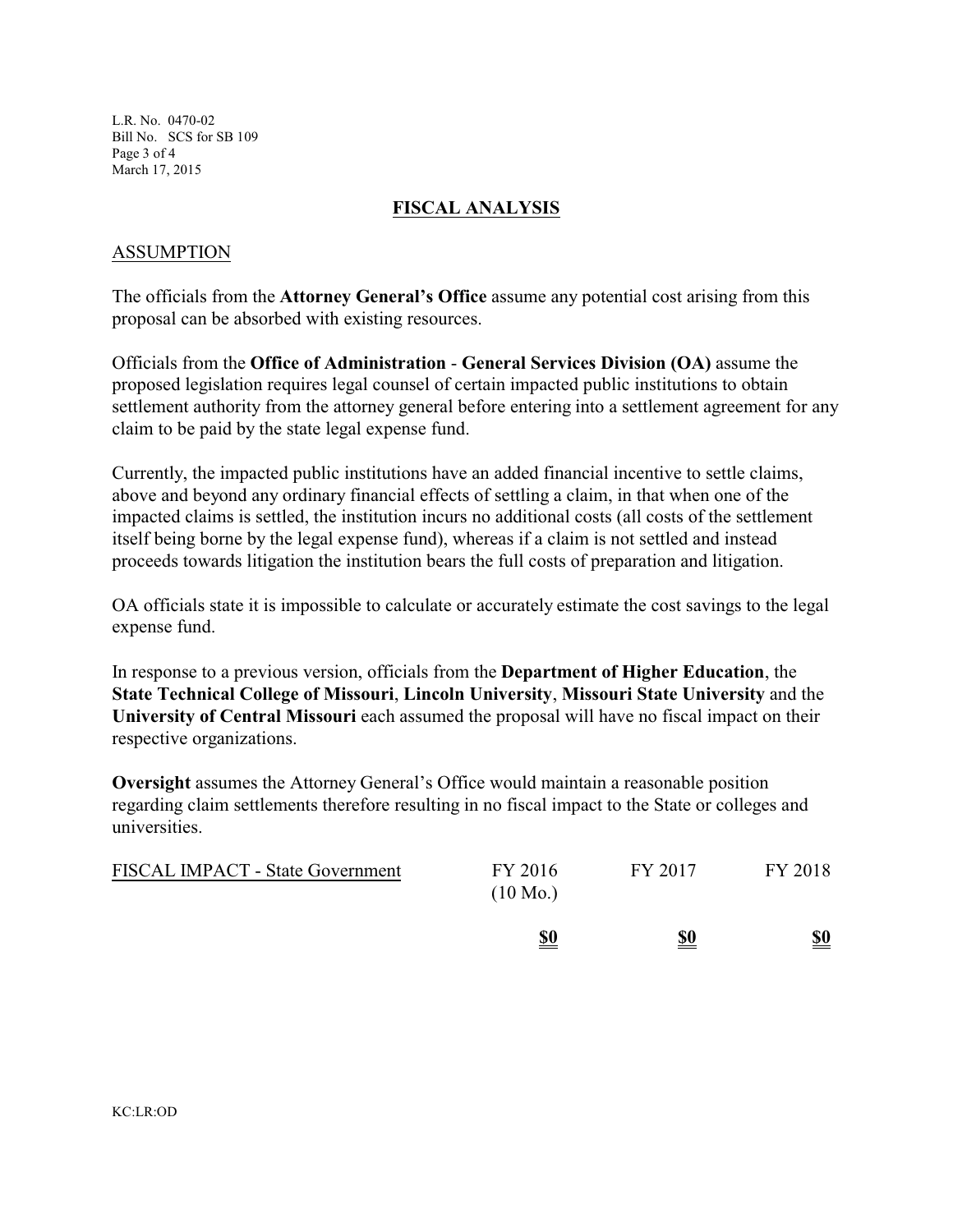## FISCAL ANALYSIS

### ASSUMPTION

The officials from the **Attorney General's Office** assume any potential cost arising from this proposal can be absorbed with existing resources.

Officials from the **Office of Administration** - **General Services Division (OA)** assume the proposed legislation requires legal counsel of certain impacted public institutions to obtain settlement authority from the attorney general before entering into a settlement agreement for any claim to be paid by the state legal expense fund.

Currently, the impacted public institutions have an added financial incentive to settle claims, above and beyond any ordinary financial effects of settling a claim, in that when one of the impacted claims is settled, the institution incurs no additional costs (all costs of the settlement itself being borne by the legal expense fund), whereas if a claim is not settled and instead proceeds towards litigation the institution bears the full costs of preparation and litigation.

OA officials state it is impossible to calculate or accurately estimate the cost savings to the legal expense fund.

In response to a previous version, officials from the **Department of Higher Education**, the **State Technical College of Missouri**, **Lincoln University**, **Missouri State University** and the **University of Central Missouri** each assumed the proposal will have no fiscal impact on their respective organizations.

**Oversight** assumes the Attorney General's Office would maintain a reasonable position regarding claim settlements therefore resulting in no fiscal impact to the State or colleges and universities.

| FISCAL IMPACT - State Government | FY 2016 (10 Mo.) | FY 2017 | FY 2018 |
|---|---|---|---|
| | **$0** | **$0** | **$0** |

KC:LR:OD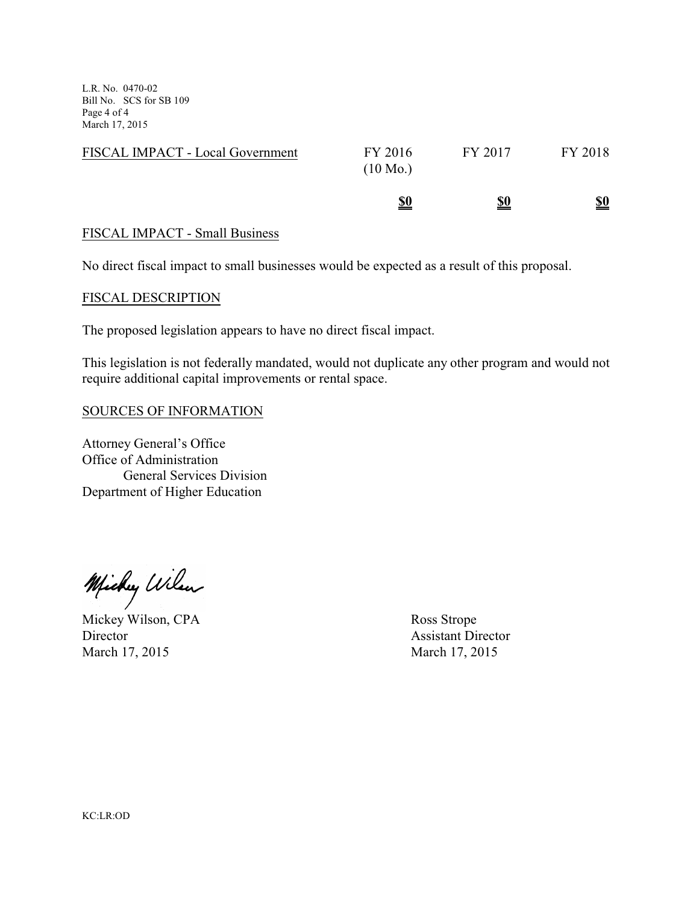| FISCAL IMPACT - Local Government | FY 2016 (10 Mo.) | FY 2017 | FY 2018 |
|---|---|---|---|
| | **$0** | **$0** | **$0** |

FISCAL IMPACT - Small Business

No direct fiscal impact to small businesses would be expected as a result of this proposal.

FISCAL DESCRIPTION

The proposed legislation appears to have no direct fiscal impact.

This legislation is not federally mandated, would not duplicate any other program and would not require additional capital improvements or rental space.

SOURCES OF INFORMATION

Attorney General's Office
Office of Administration
    General Services Division
Department of Higher Education

Mickey Wilson, CPA
Director
March 17, 2015

Ross Strope
Assistant Director
March 17, 2015

KC:LR:OD